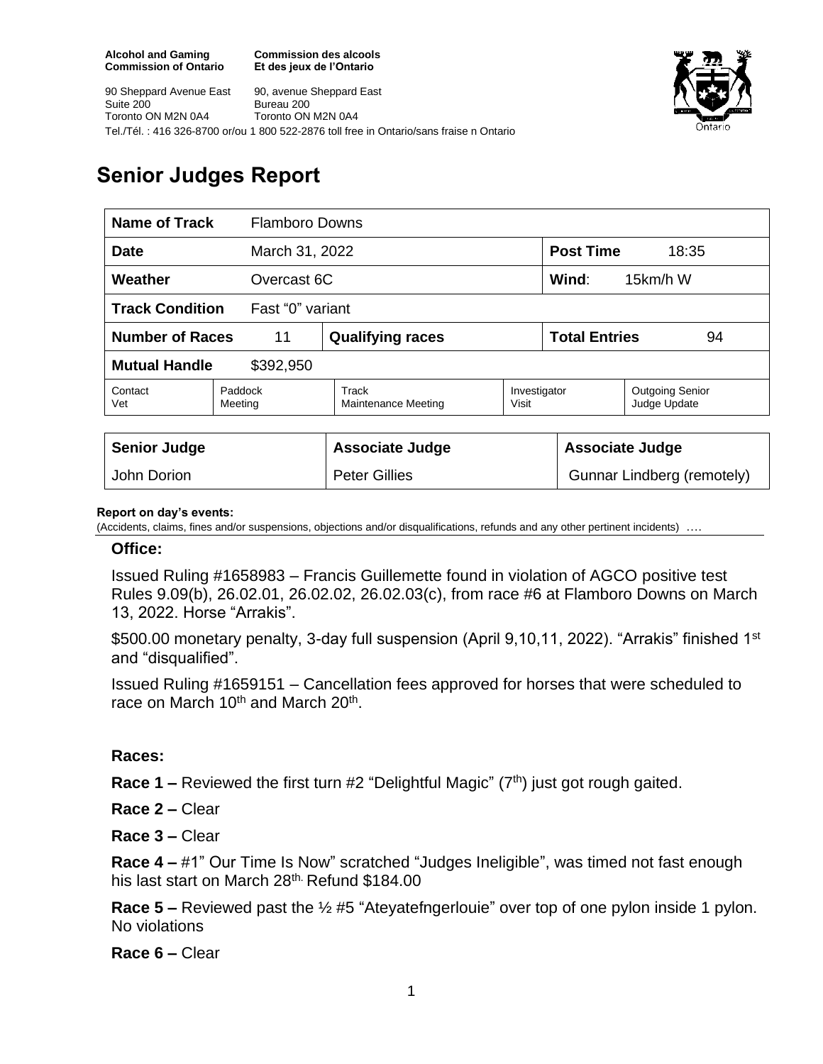**Alcohol and Gaming Commission of Ontario**

**Commission des alcools Et des jeux de l'Ontario**

90 Sheppard Avenue East
Suite 200
Toronto ON M2N 0A4

90, avenue Sheppard East
Bureau 200
Toronto ON M2N 0A4

Tel./Tél. : 416 326-8700 or/ou 1 800 522-2876 toll free in Ontario/sans fraise n Ontario

# Senior Judges Report

| | | | | | |
|---|---|---|---|---|---|
| **Name of Track** | Flamboro Downs | | | | |
| **Date** | March 31, 2022 | | | **Post Time** | 18:35 |
| **Weather** | Overcast 6C | | | **Wind**: | 15km/h W |
| **Track Condition** | Fast "0" variant | | | | |
| **Number of Races** | 11 | **Qualifying races** | | **Total Entries** | 94 |
| **Mutual Handle** | $392,950 | | | | |
| Contact Vet | Paddock Meeting | Track Maintenance Meeting | Investigator Visit | Outgoing Senior Judge Update | |

| **Senior Judge** | **Associate Judge** | **Associate Judge** |
|---|---|---|
| John Dorion | Peter Gillies | Gunnar Lindberg (remotely) |

**Report on day's events:**
(Accidents, claims, fines and/or suspensions, objections and/or disqualifications, refunds and any other pertinent incidents) ….

**Office:**

Issued Ruling #1658983 – Francis Guillemette found in violation of AGCO positive test Rules 9.09(b), 26.02.01, 26.02.02, 26.02.03(c), from race #6 at Flamboro Downs on March 13, 2022. Horse "Arrakis".

$500.00 monetary penalty, 3-day full suspension (April 9,10,11, 2022). "Arrakis" finished 1st and "disqualified".

Issued Ruling #1659151 – Cancellation fees approved for horses that were scheduled to race on March 10th and March 20th.

**Races:**

**Race 1 –** Reviewed the first turn #2 "Delightful Magic" (7th) just got rough gaited.

**Race 2 –** Clear

**Race 3 –** Clear

**Race 4 –** #1" Our Time Is Now" scratched "Judges Ineligible", was timed not fast enough his last start on March 28th. Refund $184.00

**Race 5 –** Reviewed past the ½ #5 "Ateyatefngerlouie" over top of one pylon inside 1 pylon. No violations

**Race 6 –** Clear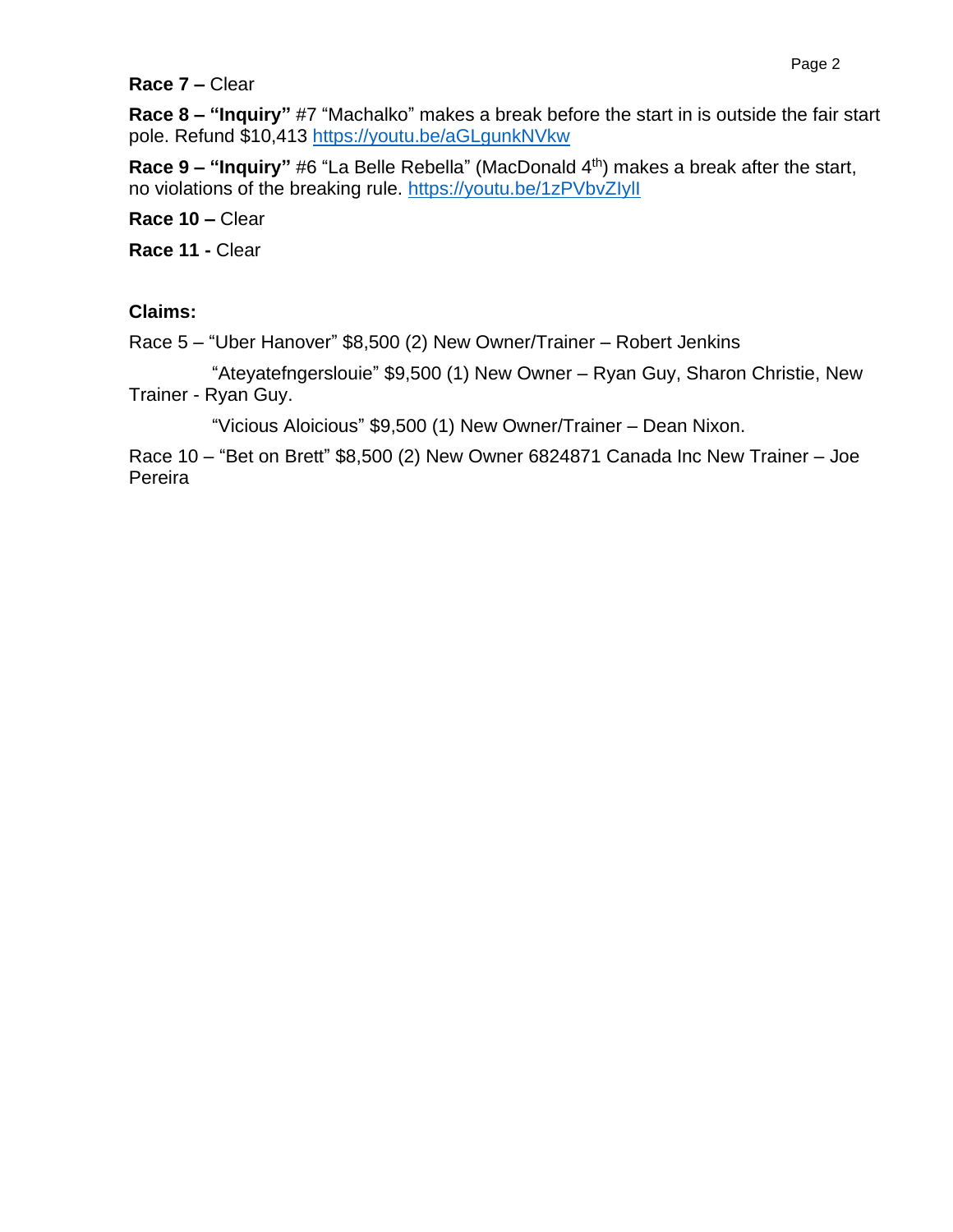**Race 7 –** Clear

**Race 8 – "Inquiry"** #7 "Machalko" makes a break before the start in is outside the fair start pole. Refund $10,413 https://youtu.be/aGLgunkNVkw

**Race 9 – "Inquiry"** #6 "La Belle Rebella" (MacDonald 4th) makes a break after the start, no violations of the breaking rule. https://youtu.be/1zPVbvZIylI

**Race 10 –** Clear

**Race 11 -** Clear

**Claims:**

Race 5 – "Uber Hanover" $8,500 (2) New Owner/Trainer – Robert Jenkins

"Ateyatefngerslouie" $9,500 (1) New Owner – Ryan Guy, Sharon Christie, New Trainer - Ryan Guy.

"Vicious Aloicious" $9,500 (1) New Owner/Trainer – Dean Nixon.

Race 10 – "Bet on Brett" $8,500 (2) New Owner 6824871 Canada Inc New Trainer – Joe Pereira